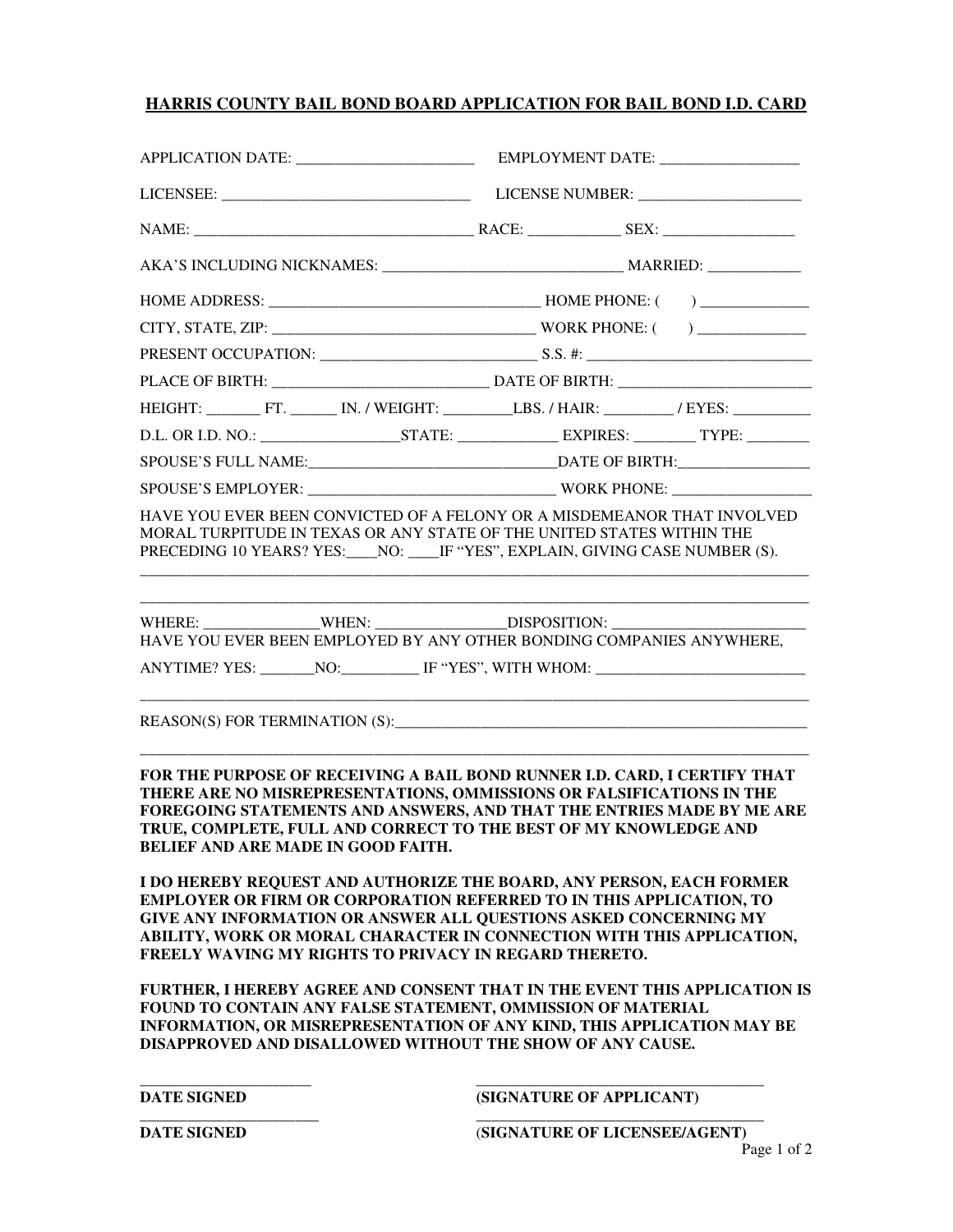# HARRIS COUNTY BAIL BOND BOARD APPLICATION FOR BAIL BOND I.D. CARD

APPLICATION DATE: _______________________ EMPLOYMENT DATE: __________________

LICENSEE: ________________________________ LICENSE NUMBER: _____________________

NAME: ___________________________________ RACE: ____________ SEX: _________________

AKA'S INCLUDING NICKNAMES: _______________________________ MARRIED: ____________

HOME ADDRESS: __________________________________ HOME PHONE: ( ) ______________

CITY, STATE, ZIP: _________________________________ WORK PHONE: ( ) ______________

PRESENT OCCUPATION: ____________________________ S.S. #: ______________________________

PLACE OF BIRTH: ____________________________ DATE OF BIRTH: _________________________

HEIGHT: _______ FT. ______ IN. / WEIGHT: _________LBS. / HAIR: _________ / EYES: __________

D.L. OR I.D. NO.: _________________STATE: _____________ EXPIRES: ________ TYPE: ________

SPOUSE'S FULL NAME:_______________________________DATE OF BIRTH:_________________

SPOUSE'S EMPLOYER: _______________________________ WORK PHONE: __________________

HAVE YOU EVER BEEN CONVICTED OF A FELONY OR A MISDEMEANOR THAT INVOLVED MORAL TURPITUDE IN TEXAS OR ANY STATE OF THE UNITED STATES WITHIN THE PRECEDING 10 YEARS? YES:____NO: ____IF "YES", EXPLAIN, GIVING CASE NUMBER (S).

_____________________________________________________________________________________

_____________________________________________________________________________________

WHERE: _______________WHEN: ________________DISPOSITION: ________________________

HAVE YOU EVER BEEN EMPLOYED BY ANY OTHER BONDING COMPANIES ANYWHERE, ANYTIME? YES: _______NO:__________ IF "YES", WITH WHOM: ___________________________

_____________________________________________________________________________________

REASON(S) FOR TERMINATION (S):_______________________________________________________

_____________________________________________________________________________________

**FOR THE PURPOSE OF RECEIVING A BAIL BOND RUNNER I.D. CARD, I CERTIFY THAT THERE ARE NO MISREPRESENTATIONS, OMMISSIONS OR FALSIFICATIONS IN THE FOREGOING STATEMENTS AND ANSWERS, AND THAT THE ENTRIES MADE BY ME ARE TRUE, COMPLETE, FULL AND CORRECT TO THE BEST OF MY KNOWLEDGE AND BELIEF AND ARE MADE IN GOOD FAITH.**

**I DO HEREBY REQUEST AND AUTHORIZE THE BOARD, ANY PERSON, EACH FORMER EMPLOYER OR FIRM OR CORPORATION REFERRED TO IN THIS APPLICATION, TO GIVE ANY INFORMATION OR ANSWER ALL QUESTIONS ASKED CONCERNING MY ABILITY, WORK OR MORAL CHARACTER IN CONNECTION WITH THIS APPLICATION, FREELY WAVING MY RIGHTS TO PRIVACY IN REGARD THERETO.**

**FURTHER, I HEREBY AGREE AND CONSENT THAT IN THE EVENT THIS APPLICATION IS FOUND TO CONTAIN ANY FALSE STATEMENT, OMMISSION OF MATERIAL INFORMATION, OR MISREPRESENTATION OF ANY KIND, THIS APPLICATION MAY BE DISAPPROVED AND DISALLOWED WITHOUT THE SHOW OF ANY CAUSE.**

______________________ ____________________________________

**DATE SIGNED** **(SIGNATURE OF APPLICANT)**

______________________ ____________________________________

**DATE SIGNED** **(SIGNATURE OF LICENSEE/AGENT)**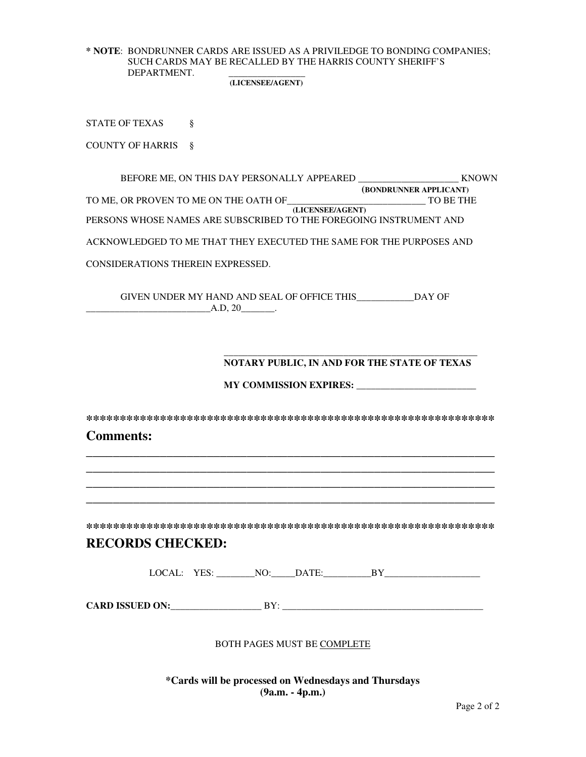**\* NOTE**: BONDRUNNER CARDS ARE ISSUED AS A PRIVILEDGE TO BONDING COMPANIES; SUCH CARDS MAY BE RECALLED BY THE HARRIS COUNTY SHERIFF'S DEPARTMENT. ________________
**(LICENSEE/AGENT)**

STATE OF TEXAS §

COUNTY OF HARRIS §

BEFORE ME, ON THIS DAY PERSONALLY APPEARED _____________________ KNOWN
**(BONDRUNNER APPLICANT)**
TO ME, OR PROVEN TO ME ON THE OATH OF______________________________ TO BE THE
**(LICENSEE/AGENT)**
PERSONS WHOSE NAMES ARE SUBSCRIBED TO THE FOREGOING INSTRUMENT AND ACKNOWLEDGED TO ME THAT THEY EXECUTED THE SAME FOR THE PURPOSES AND CONSIDERATIONS THEREIN EXPRESSED.

GIVEN UNDER MY HAND AND SEAL OF OFFICE THIS____________DAY OF __________________________A.D, 20_______.

_____________________________________________________
**NOTARY PUBLIC, IN AND FOR THE STATE OF TEXAS**

**MY COMMISSION EXPIRES:** _________________________

**\*\*\*\*\*\*\*\*\*\*\*\*\*\*\*\*\*\*\*\*\*\*\*\*\*\*\*\*\*\*\*\*\*\*\*\*\*\*\*\*\*\*\*\*\*\*\*\*\*\*\*\*\*\*\*\*\*\*\*\*\*\***

## Comments:

______________________________________________________________________________
______________________________________________________________________________
______________________________________________________________________________
______________________________________________________________________________

**\*\*\*\*\*\*\*\*\*\*\*\*\*\*\*\*\*\*\*\*\*\*\*\*\*\*\*\*\*\*\*\*\*\*\*\*\*\*\*\*\*\*\*\*\*\*\*\*\*\*\*\*\*\*\*\*\*\*\*\*\*\***

## RECORDS CHECKED:

LOCAL: YES: ________NO:_____DATE:__________BY____________________

**CARD ISSUED ON:**____________________ BY: ____________________________________________

BOTH PAGES MUST BE COMPLETE

**\*Cards will be processed on Wednesdays and Thursdays (9a.m. - 4p.m.)**